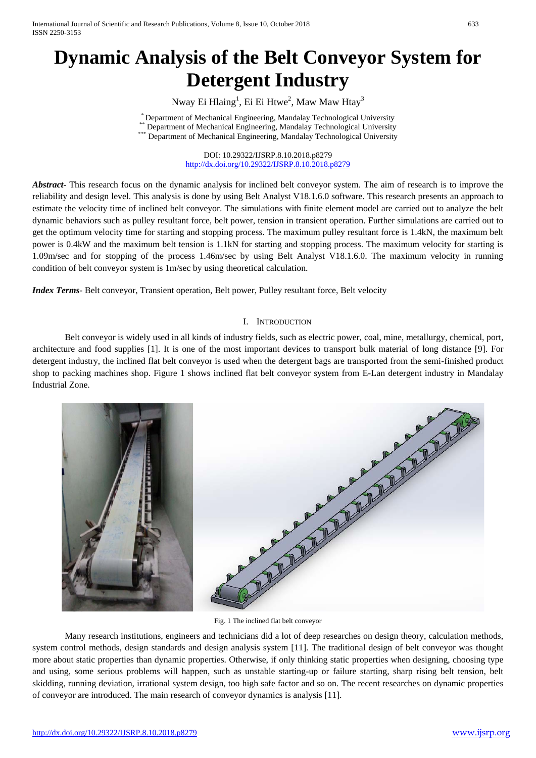# Dynamic Analysis of the Belt Conveyor System for Detergent Industry

Nway Ei Hlaing[1], Ei Ei Htwe[2], Maw Maw Htay[3]

[*] Department of Mechanical Engineering, Mandalay Technological University
[**] Department of Mechanical Engineering, Mandalay Technological University
[***] Department of Mechanical Engineering, Mandalay Technological University

DOI: 10.29322/IJSRP.8.10.2018.p8279
http://dx.doi.org/10.29322/IJSRP.8.10.2018.p8279

***Abstract***- This research focus on the dynamic analysis for inclined belt conveyor system. The aim of research is to improve the reliability and design level. This analysis is done by using Belt Analyst V18.1.6.0 software. This research presents an approach to estimate the velocity time of inclined belt conveyor. The simulations with finite element model are carried out to analyze the belt dynamic behaviors such as pulley resultant force, belt power, tension in transient operation. Further simulations are carried out to get the optimum velocity time for starting and stopping process. The maximum pulley resultant force is 1.4kN, the maximum belt power is 0.4kW and the maximum belt tension is 1.1kN for starting and stopping process. The maximum velocity for starting is 1.09m/sec and for stopping of the process 1.46m/sec by using Belt Analyst V18.1.6.0. The maximum velocity in running condition of belt conveyor system is 1m/sec by using theoretical calculation.

***Index Terms***- Belt conveyor, Transient operation, Belt power, Pulley resultant force, Belt velocity

## I. Introduction

Belt conveyor is widely used in all kinds of industry fields, such as electric power, coal, mine, metallurgy, chemical, port, architecture and food supplies [1]. It is one of the most important devices to transport bulk material of long distance [9]. For detergent industry, the inclined flat belt conveyor is used when the detergent bags are transported from the semi-finished product shop to packing machines shop. Figure 1 shows inclined flat belt conveyor system from E-Lan detergent industry in Mandalay Industrial Zone.

Fig. 1 The inclined flat belt conveyor

Many research institutions, engineers and technicians did a lot of deep researches on design theory, calculation methods, system control methods, design standards and design analysis system [11]. The traditional design of belt conveyor was thought more about static properties than dynamic properties. Otherwise, if only thinking static properties when designing, choosing type and using, some serious problems will happen, such as unstable starting-up or failure starting, sharp rising belt tension, belt skidding, running deviation, irrational system design, too high safe factor and so on. The recent researches on dynamic properties of conveyor are introduced. The main research of conveyor dynamics is analysis [11].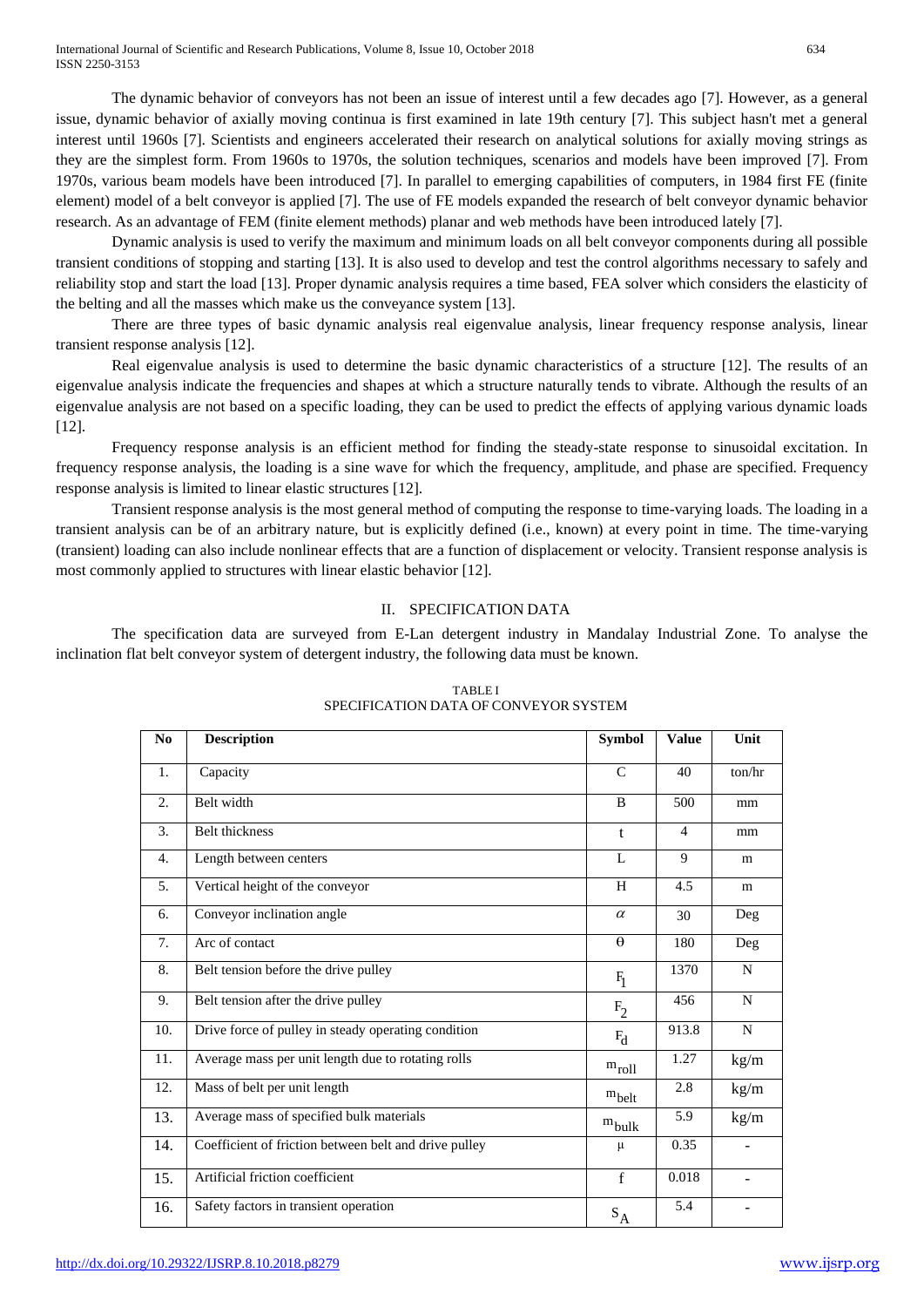The dynamic behavior of conveyors has not been an issue of interest until a few decades ago [7]. However, as a general issue, dynamic behavior of axially moving continua is first examined in late 19th century [7]. This subject hasn't met a general interest until 1960s [7]. Scientists and engineers accelerated their research on analytical solutions for axially moving strings as they are the simplest form. From 1960s to 1970s, the solution techniques, scenarios and models have been improved [7]. From 1970s, various beam models have been introduced [7]. In parallel to emerging capabilities of computers, in 1984 first FE (finite element) model of a belt conveyor is applied [7]. The use of FE models expanded the research of belt conveyor dynamic behavior research. As an advantage of FEM (finite element methods) planar and web methods have been introduced lately [7].

Dynamic analysis is used to verify the maximum and minimum loads on all belt conveyor components during all possible transient conditions of stopping and starting [13]. It is also used to develop and test the control algorithms necessary to safely and reliability stop and start the load [13]. Proper dynamic analysis requires a time based, FEA solver which considers the elasticity of the belting and all the masses which make us the conveyance system [13].

There are three types of basic dynamic analysis real eigenvalue analysis, linear frequency response analysis, linear transient response analysis [12].

Real eigenvalue analysis is used to determine the basic dynamic characteristics of a structure [12]. The results of an eigenvalue analysis indicate the frequencies and shapes at which a structure naturally tends to vibrate. Although the results of an eigenvalue analysis are not based on a specific loading, they can be used to predict the effects of applying various dynamic loads [12].

Frequency response analysis is an efficient method for finding the steady-state response to sinusoidal excitation. In frequency response analysis, the loading is a sine wave for which the frequency, amplitude, and phase are specified. Frequency response analysis is limited to linear elastic structures [12].

Transient response analysis is the most general method of computing the response to time-varying loads. The loading in a transient analysis can be of an arbitrary nature, but is explicitly defined (i.e., known) at every point in time. The time-varying (transient) loading can also include nonlinear effects that are a function of displacement or velocity. Transient response analysis is most commonly applied to structures with linear elastic behavior [12].

## II. SPECIFICATION DATA

The specification data are surveyed from E-Lan detergent industry in Mandalay Industrial Zone. To analyse the inclination flat belt conveyor system of detergent industry, the following data must be known.

TABLE I
SPECIFICATION DATA OF CONVEYOR SYSTEM

| No | Description | Symbol | Value | Unit |
|---|---|---|---|---|
| 1. | Capacity | C | 40 | ton/hr |
| 2. | Belt width | B | 500 | mm |
| 3. | Belt thickness | t | 4 | mm |
| 4. | Length between centers | L | 9 | m |
| 5. | Vertical height of the conveyor | H | 4.5 | m |
| 6. | Conveyor inclination angle | $\alpha$ | 30 | Deg |
| 7. | Arc of contact | $\theta$ | 180 | Deg |
| 8. | Belt tension before the drive pulley | $F_1$ | 1370 | N |
| 9. | Belt tension after the drive pulley | $F_2$ | 456 | N |
| 10. | Drive force of pulley in steady operating condition | $F_d$ | 913.8 | N |
| 11. | Average mass per unit length due to rotating rolls | $m_{roll}$ | 1.27 | kg/m |
| 12. | Mass of belt per unit length | $m_{belt}$ | 2.8 | kg/m |
| 13. | Average mass of specified bulk materials | $m_{bulk}$ | 5.9 | kg/m |
| 14. | Coefficient of friction between belt and drive pulley | μ | 0.35 | - |
| 15. | Artificial friction coefficient | f | 0.018 | - |
| 16. | Safety factors in transient operation | $S_A$ | 5.4 | - |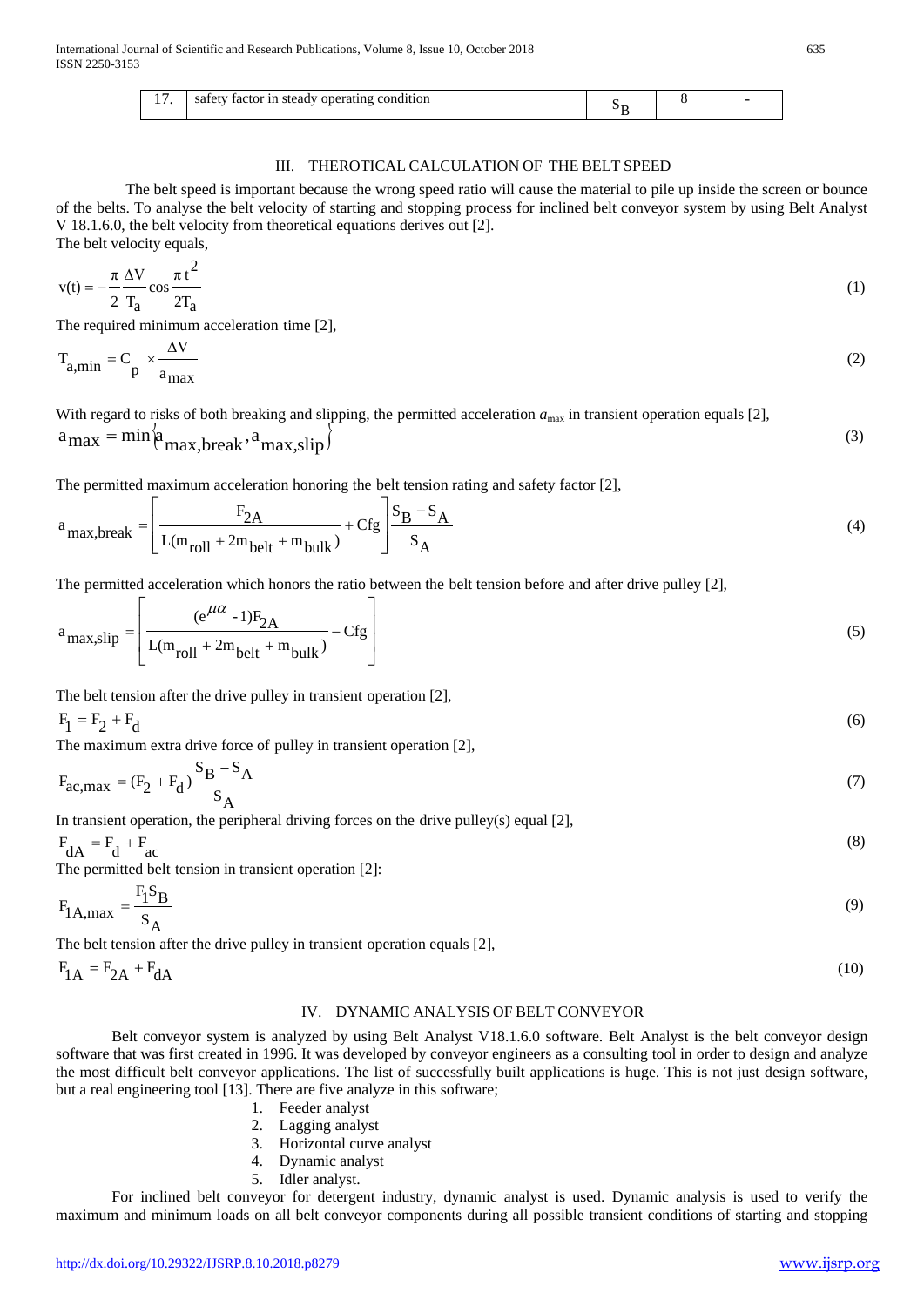| 17. | safety factor in steady operating condition | $S_B$ | 8 | - |
|---|---|---|---|---|

## III. THEROTICAL CALCULATION OF THE BELT SPEED

The belt speed is important because the wrong speed ratio will cause the material to pile up inside the screen or bounce of the belts. To analyse the belt velocity of starting and stopping process for inclined belt conveyor system by using Belt Analyst V 18.1.6.0, the belt velocity from theoretical equations derives out [2].

The belt velocity equals,

$$v(t) = -\frac{\pi}{2}\frac{\Delta V}{T_a}\cos\frac{\pi t^2}{2T_a} \tag{1}$$

The required minimum acceleration time [2],

$$T_{a,min} = C_p \times \frac{\Delta V}{a_{max}} \tag{2}$$

With regard to risks of both breaking and slipping, the permitted acceleration $a_{max}$ in transient operation equals [2],

$$a_{max} = \min\{a_{max,break}, a_{max,slip}\} \tag{3}$$

The permitted maximum acceleration honoring the belt tension rating and safety factor [2],

$$a_{max,break} = \left[\frac{F_{2A}}{L(m_{roll} + 2m_{belt} + m_{bulk})} + Cfg\right]\frac{S_B - S_A}{S_A} \tag{4}$$

The permitted acceleration which honors the ratio between the belt tension before and after drive pulley [2],

$$a_{max,slip} = \left[\frac{(e^{\mu\alpha} - 1)F_{2A}}{L(m_{roll} + 2m_{belt} + m_{bulk})} - Cfg\right] \tag{5}$$

The belt tension after the drive pulley in transient operation [2],

$$F_1 = F_2 + F_d \tag{6}$$

The maximum extra drive force of pulley in transient operation [2],

$$F_{ac,max} = (F_2 + F_d)\frac{S_B - S_A}{S_A} \tag{7}$$

In transient operation, the peripheral driving forces on the drive pulley(s) equal [2],

$$F_{dA} = F_d + F_{ac} \tag{8}$$

The permitted belt tension in transient operation [2]:

$$F_{1A,max} = \frac{F_1 S_B}{S_A} \tag{9}$$

The belt tension after the drive pulley in transient operation equals [2],

$$F_{1A} = F_{2A} + F_{dA} \tag{10}$$

## IV. DYNAMIC ANALYSIS OF BELT CONVEYOR

Belt conveyor system is analyzed by using Belt Analyst V18.1.6.0 software. Belt Analyst is the belt conveyor design software that was first created in 1996. It was developed by conveyor engineers as a consulting tool in order to design and analyze the most difficult belt conveyor applications. The list of successfully built applications is huge. This is not just design software, but a real engineering tool [13]. There are five analyze in this software;

1. Feeder analyst
2. Lagging analyst
3. Horizontal curve analyst
4. Dynamic analyst
5. Idler analyst.

For inclined belt conveyor for detergent industry, dynamic analyst is used. Dynamic analysis is used to verify the maximum and minimum loads on all belt conveyor components during all possible transient conditions of starting and stopping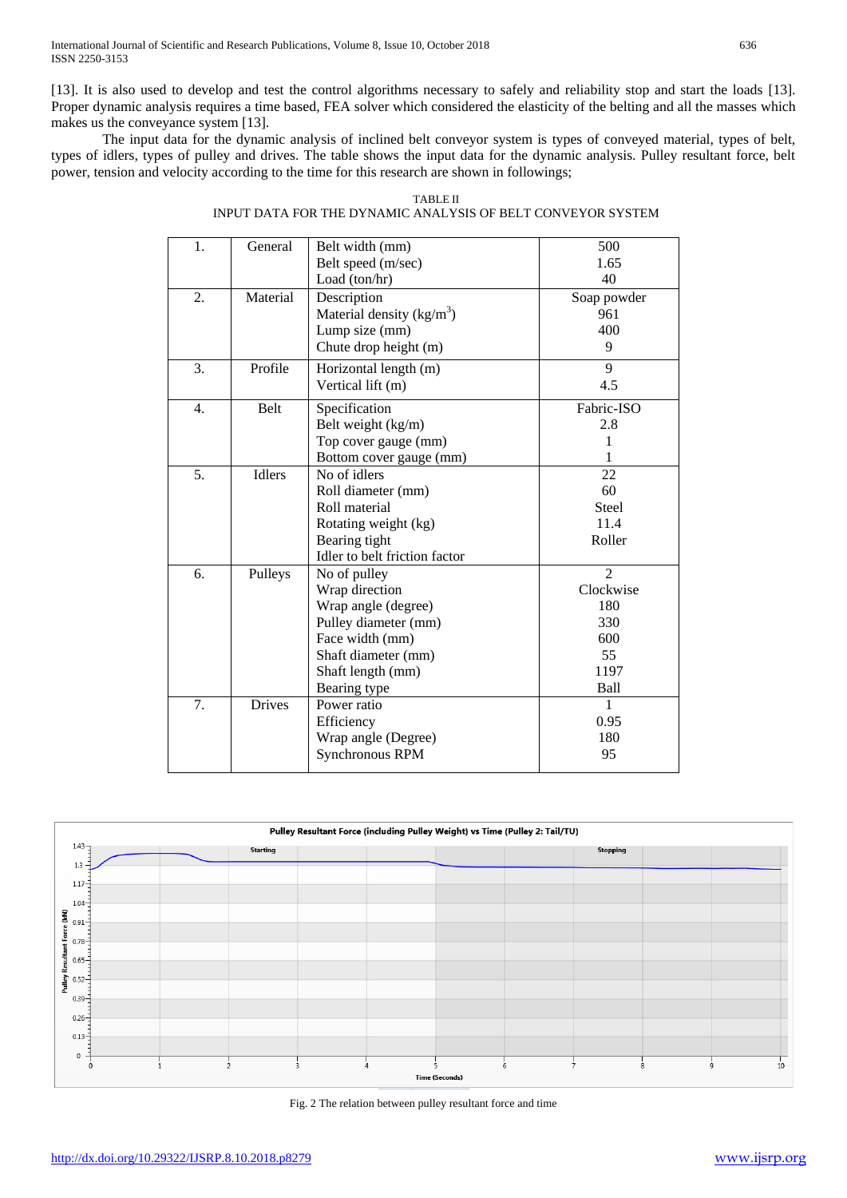[13]. It is also used to develop and test the control algorithms necessary to safely and reliability stop and start the loads [13]. Proper dynamic analysis requires a time based, FEA solver which considered the elasticity of the belting and all the masses which makes us the conveyance system [13].

The input data for the dynamic analysis of inclined belt conveyor system is types of conveyed material, types of belt, types of idlers, types of pulley and drives. The table shows the input data for the dynamic analysis. Pulley resultant force, belt power, tension and velocity according to the time for this research are shown in followings;

TABLE II
INPUT DATA FOR THE DYNAMIC ANALYSIS OF BELT CONVEYOR SYSTEM

| | | | |
|---|---|---|---|
| 1. | General | Belt width (mm)<br>Belt speed (m/sec)<br>Load (ton/hr) | 500<br>1.65<br>40 |
| 2. | Material | Description<br>Material density (kg/m$^3$)<br>Lump size (mm)<br>Chute drop height (m) | Soap powder<br>961<br>400<br>9 |
| 3. | Profile | Horizontal length (m)<br>Vertical lift (m) | 9<br>4.5 |
| 4. | Belt | Specification<br>Belt weight (kg/m)<br>Top cover gauge (mm)<br>Bottom cover gauge (mm) | Fabric-ISO<br>2.8<br>1<br>1 |
| 5. | Idlers | No of idlers<br>Roll diameter (mm)<br>Roll material<br>Rotating weight (kg)<br>Bearing tight<br>Idler to belt friction factor | 22<br>60<br>Steel<br>11.4<br>Roller |
| 6. | Pulleys | No of pulley<br>Wrap direction<br>Wrap angle (degree)<br>Pulley diameter (mm)<br>Face width (mm)<br>Shaft diameter (mm)<br>Shaft length (mm)<br>Bearing type | 2<br>Clockwise<br>180<br>330<br>600<br>55<br>1197<br>Ball |
| 7. | Drives | Power ratio<br>Efficiency<br>Wrap angle (Degree)<br>Synchronous RPM | 1<br>0.95<br>180<br>95 |

Fig. 2 The relation between pulley resultant force and time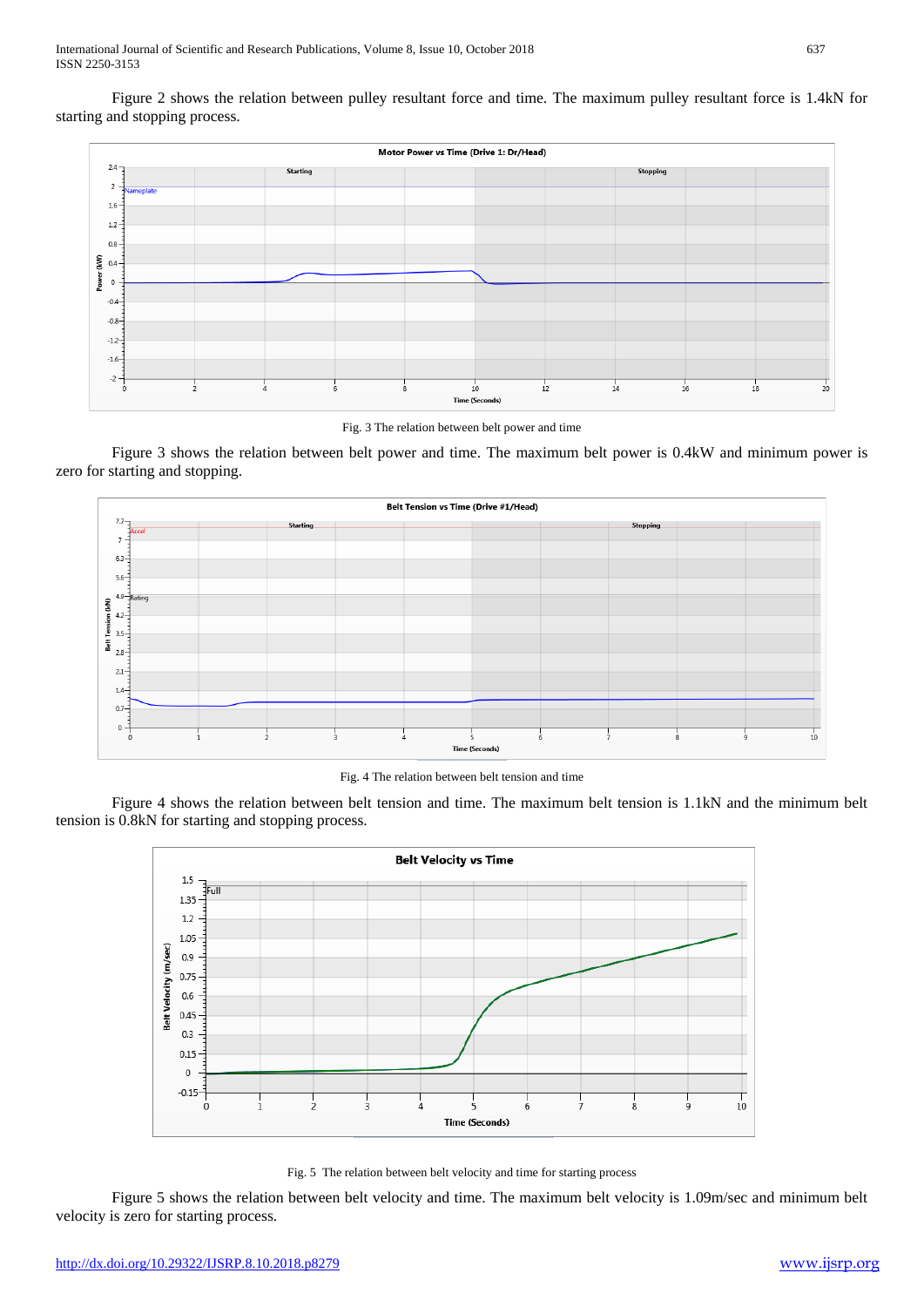Figure 2 shows the relation between pulley resultant force and time. The maximum pulley resultant force is 1.4kN for starting and stopping process.

Fig. 3 The relation between belt power and time

Figure 3 shows the relation between belt power and time. The maximum belt power is 0.4kW and minimum power is zero for starting and stopping.

Fig. 4 The relation between belt tension and time

Figure 4 shows the relation between belt tension and time. The maximum belt tension is 1.1kN and the minimum belt tension is 0.8kN for starting and stopping process.

Fig. 5 The relation between belt velocity and time for starting process

Figure 5 shows the relation between belt velocity and time. The maximum belt velocity is 1.09m/sec and minimum belt velocity is zero for starting process.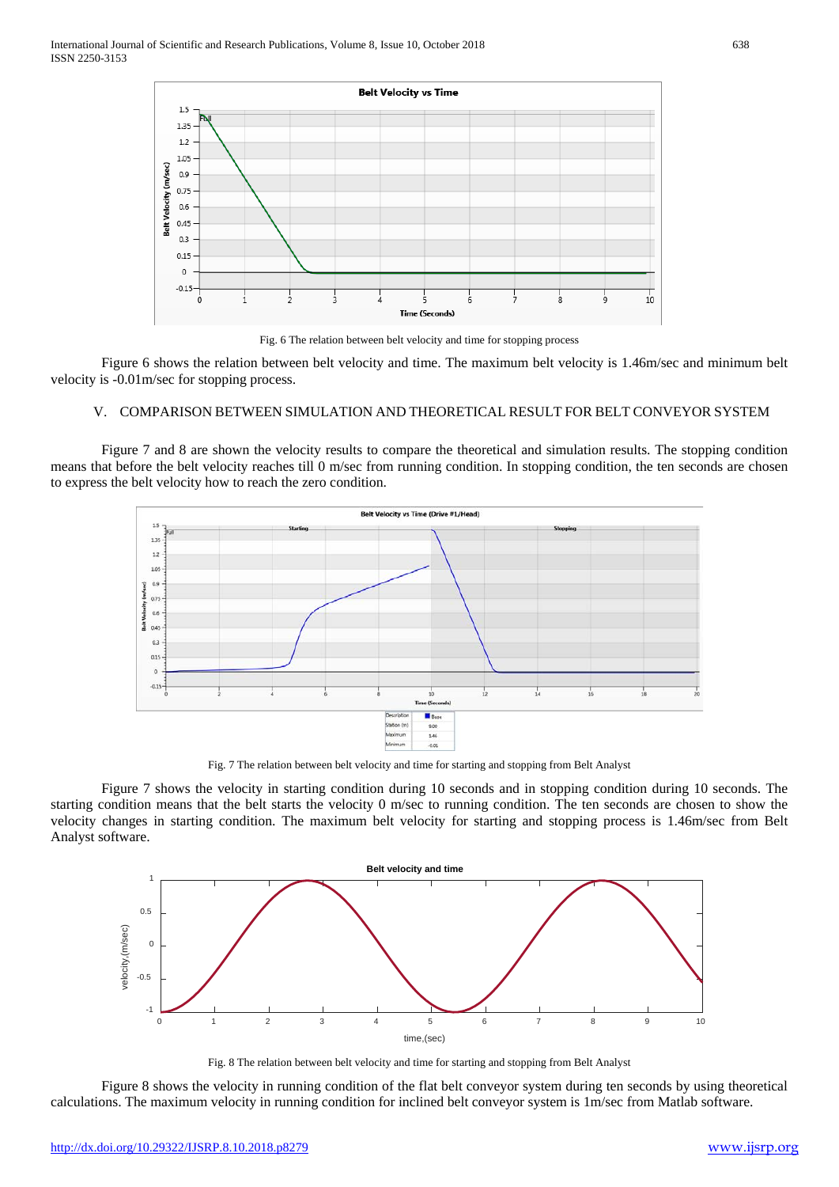Fig. 6 The relation between belt velocity and time for stopping process

Figure 6 shows the relation between belt velocity and time. The maximum belt velocity is 1.46m/sec and minimum belt velocity is -0.01m/sec for stopping process.

## V. COMPARISON BETWEEN SIMULATION AND THEORETICAL RESULT FOR BELT CONVEYOR SYSTEM

Figure 7 and 8 are shown the velocity results to compare the theoretical and simulation results. The stopping condition means that before the belt velocity reaches till 0 m/sec from running condition. In stopping condition, the ten seconds are chosen to express the belt velocity how to reach the zero condition.

Fig. 7 The relation between belt velocity and time for starting and stopping from Belt Analyst

Figure 7 shows the velocity in starting condition during 10 seconds and in stopping condition during 10 seconds. The starting condition means that the belt starts the velocity 0 m/sec to running condition. The ten seconds are chosen to show the velocity changes in starting condition. The maximum belt velocity for starting and stopping process is 1.46m/sec from Belt Analyst software.

Fig. 8 The relation between belt velocity and time for starting and stopping from Belt Analyst

Figure 8 shows the velocity in running condition of the flat belt conveyor system during ten seconds by using theoretical calculations. The maximum velocity in running condition for inclined belt conveyor system is 1m/sec from Matlab software.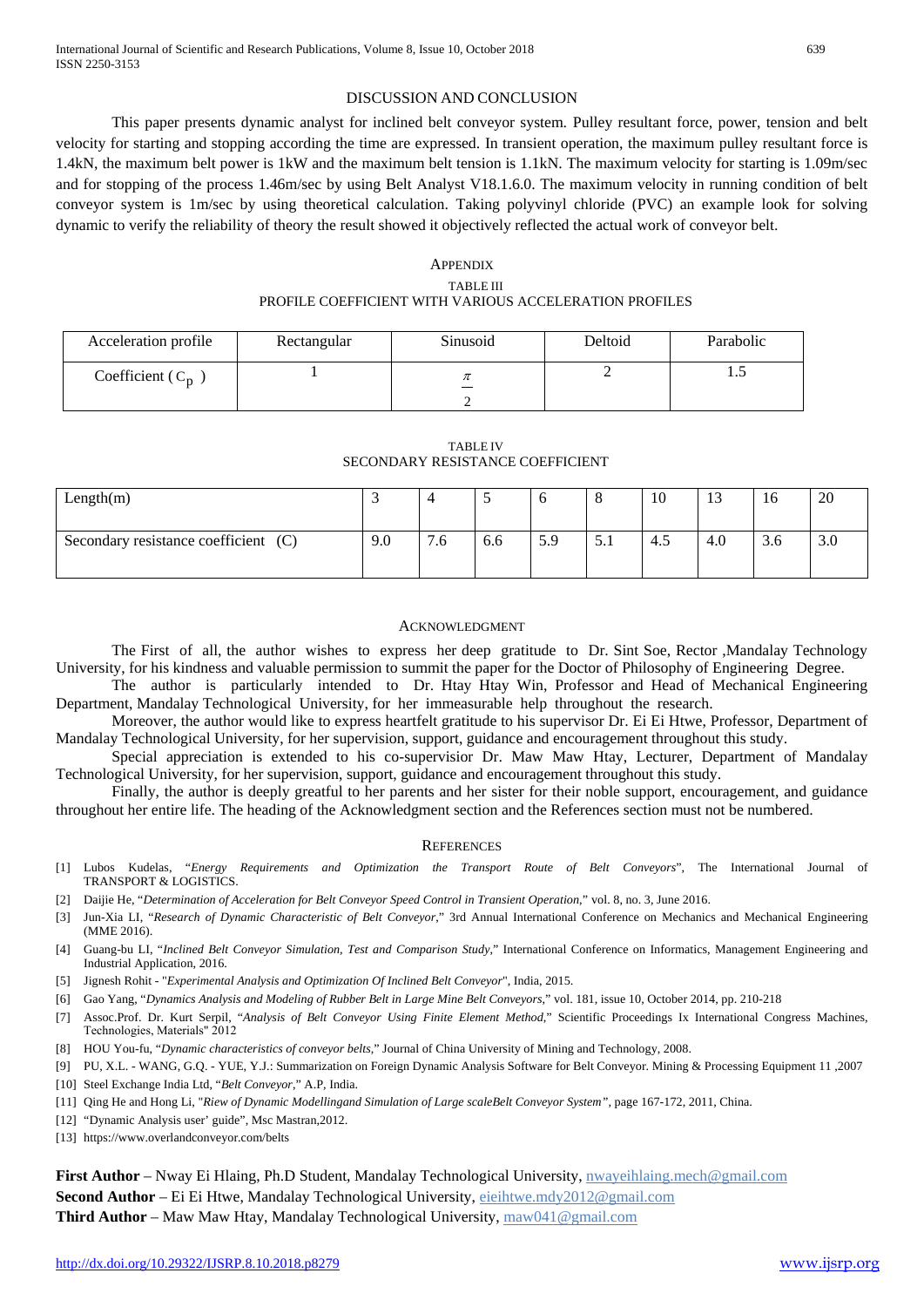## DISCUSSION AND CONCLUSION

This paper presents dynamic analyst for inclined belt conveyor system. Pulley resultant force, power, tension and belt velocity for starting and stopping according the time are expressed. In transient operation, the maximum pulley resultant force is 1.4kN, the maximum belt power is 1kW and the maximum belt tension is 1.1kN. The maximum velocity for starting is 1.09m/sec and for stopping of the process 1.46m/sec by using Belt Analyst V18.1.6.0. The maximum velocity in running condition of belt conveyor system is 1m/sec by using theoretical calculation. Taking polyvinyl chloride (PVC) an example look for solving dynamic to verify the reliability of theory the result showed it objectively reflected the actual work of conveyor belt.

## APPENDIX

TABLE III
PROFILE COEFFICIENT WITH VARIOUS ACCELERATION PROFILES

| Acceleration profile | Rectangular | Sinusoid | Deltoid | Parabolic |
|---|---|---|---|---|
| Coefficient ($C_p$) | 1 | $\frac{\pi}{2}$ | 2 | 1.5 |

TABLE IV
SECONDARY RESISTANCE COEFFICIENT

| Length(m) | 3 | 4 | 5 | 6 | 8 | 10 | 13 | 16 | 20 |
|---|---|---|---|---|---|---|---|---|---|
| Secondary resistance coefficient (C) | 9.0 | 7.6 | 6.6 | 5.9 | 5.1 | 4.5 | 4.0 | 3.6 | 3.0 |

## ACKNOWLEDGMENT

The First of all, the author wishes to express her deep gratitude to Dr. Sint Soe, Rector ,Mandalay Technology University, for his kindness and valuable permission to summit the paper for the Doctor of Philosophy of Engineering Degree.

The author is particularly intended to Dr. Htay Htay Win, Professor and Head of Mechanical Engineering Department, Mandalay Technological University, for her immeasurable help throughout the research.

Moreover, the author would like to express heartfelt gratitude to his supervisor Dr. Ei Ei Htwe, Professor, Department of Mandalay Technological University, for her supervision, support, guidance and encouragement throughout this study.

Special appreciation is extended to his co-supervisior Dr. Maw Maw Htay, Lecturer, Department of Mandalay Technological University, for her supervision, support, guidance and encouragement throughout this study.

Finally, the author is deeply greatful to her parents and her sister for their noble support, encouragement, and guidance throughout her entire life. The heading of the Acknowledgment section and the References section must not be numbered.

## REFERENCES

[1] Lubos Kudelas, "*Energy Requirements and Optimization the Transport Route of Belt Conveyors*", The International Journal of TRANSPORT & LOGISTICS.

[2] Daijie He, "*Determination of Acceleration for Belt Conveyor Speed Control in Transient Operation*," vol. 8, no. 3, June 2016.

[3] Jun-Xia LI, "*Research of Dynamic Characteristic of Belt Conveyor*," 3rd Annual International Conference on Mechanics and Mechanical Engineering (MME 2016).

[4] Guang-bu LI, "*Inclined Belt Conveyor Simulation, Test and Comparison Study*," International Conference on Informatics, Management Engineering and Industrial Application, 2016.

[5] Jignesh Rohit - "*Experimental Analysis and Optimization Of Inclined Belt Conveyor*", India, 2015.

[6] Gao Yang, "*Dynamics Analysis and Modeling of Rubber Belt in Large Mine Belt Conveyors*," vol. 181, issue 10, October 2014, pp. 210-218

[7] Assoc.Prof. Dr. Kurt Serpil, "*Analysis of Belt Conveyor Using Finite Element Method*," Scientific Proceedings Ix International Congress Machines, Technologies, Materials" 2012

[8] HOU You-fu, "*Dynamic characteristics of conveyor belts*," Journal of China University of Mining and Technology, 2008.

[9] PU, X.L. - WANG, G.Q. - YUE, Y.J.: Summarization on Foreign Dynamic Analysis Software for Belt Conveyor. Mining & Processing Equipment 11 ,2007

[10] Steel Exchange India Ltd, "*Belt Conveyor*," A.P, India.

[11] Qing He and Hong Li, "*Riew of Dynamic Modellingand Simulation of Large scaleBelt Conveyor System*", page 167-172, 2011, China.

[12] "Dynamic Analysis user' guide", Msc Mastran,2012.

[13] https://www.overlandconveyor.com/belts

**First Author** – Nway Ei Hlaing, Ph.D Student, Mandalay Technological University, nwayeihlaing.mech@gmail.com

**Second Author** – Ei Ei Htwe, Mandalay Technological University, eieihtwe.mdy2012@gmail.com

**Third Author** – Maw Maw Htay, Mandalay Technological University, maw041@gmail.com